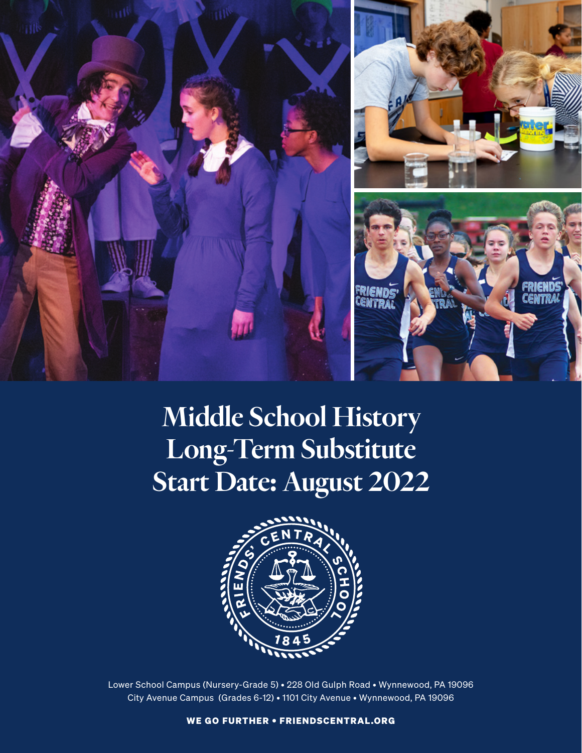# Middle School History Long-Term Substitute Start Date: August 2022

Lower School Campus (Nursery-Grade 5) • 228 Old Gulph Road • Wynnewood, PA 19096
City Avenue Campus (Grades 6-12) • 1101 City Avenue • Wynnewood, PA 19096

**WE GO FURTHER • FRIENDSCENTRAL.ORG**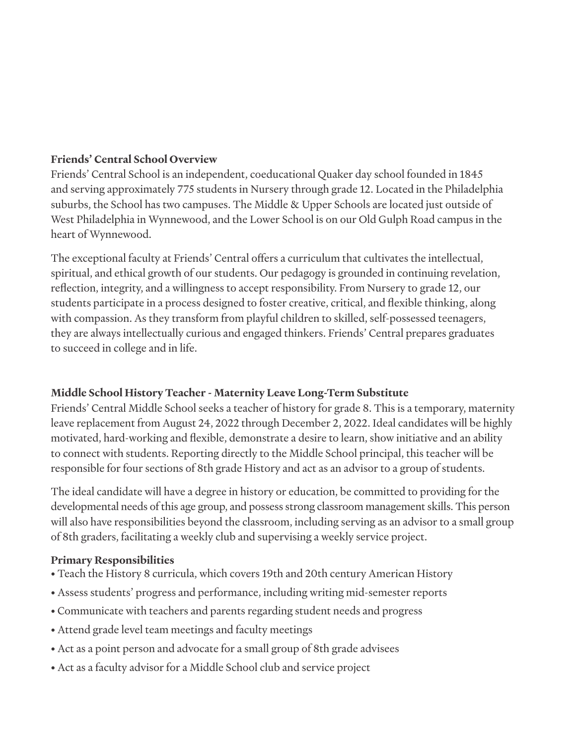### Friends' Central School Overview

Friends' Central School is an independent, coeducational Quaker day school founded in 1845 and serving approximately 775 students in Nursery through grade 12. Located in the Philadelphia suburbs, the School has two campuses. The Middle & Upper Schools are located just outside of West Philadelphia in Wynnewood, and the Lower School is on our Old Gulph Road campus in the heart of Wynnewood.

The exceptional faculty at Friends' Central offers a curriculum that cultivates the intellectual, spiritual, and ethical growth of our students. Our pedagogy is grounded in continuing revelation, reflection, integrity, and a willingness to accept responsibility. From Nursery to grade 12, our students participate in a process designed to foster creative, critical, and flexible thinking, along with compassion. As they transform from playful children to skilled, self-possessed teenagers, they are always intellectually curious and engaged thinkers. Friends' Central prepares graduates to succeed in college and in life.

### Middle School History Teacher - Maternity Leave Long-Term Substitute

Friends' Central Middle School seeks a teacher of history for grade 8. This is a temporary, maternity leave replacement from August 24, 2022 through December 2, 2022. Ideal candidates will be highly motivated, hard-working and flexible, demonstrate a desire to learn, show initiative and an ability to connect with students. Reporting directly to the Middle School principal, this teacher will be responsible for four sections of 8th grade History and act as an advisor to a group of students.

The ideal candidate will have a degree in history or education, be committed to providing for the developmental needs of this age group, and possess strong classroom management skills. This person will also have responsibilities beyond the classroom, including serving as an advisor to a small group of 8th graders, facilitating a weekly club and supervising a weekly service project.

### Primary Responsibilities

- Teach the History 8 curricula, which covers 19th and 20th century American History
- Assess students' progress and performance, including writing mid-semester reports
- Communicate with teachers and parents regarding student needs and progress
- Attend grade level team meetings and faculty meetings
- Act as a point person and advocate for a small group of 8th grade advisees
- Act as a faculty advisor for a Middle School club and service project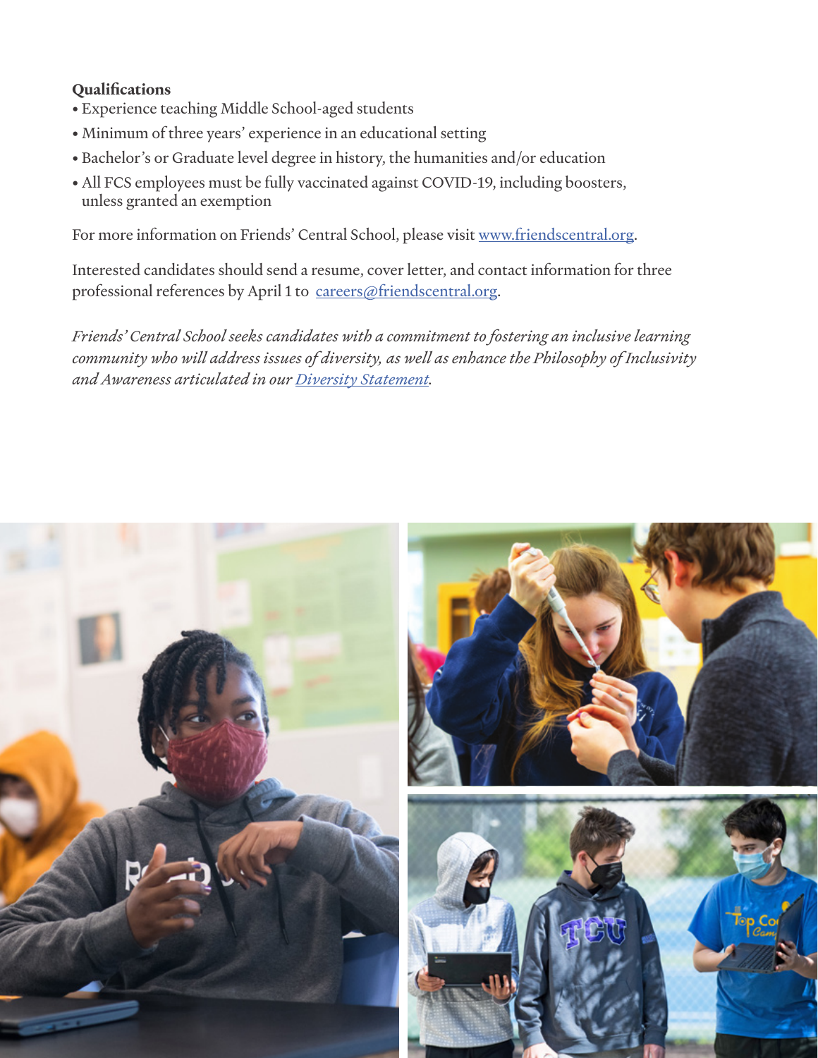**Qualifications**

- Experience teaching Middle School-aged students
- Minimum of three years' experience in an educational setting
- Bachelor's or Graduate level degree in history, the humanities and/or education
- All FCS employees must be fully vaccinated against COVID-19, including boosters, unless granted an exemption

For more information on Friends' Central School, please visit www.friendscentral.org.

Interested candidates should send a resume, cover letter, and contact information for three professional references by April 1 to careers@friendscentral.org.

*Friends' Central School seeks candidates with a commitment to fostering an inclusive learning community who will address issues of diversity, as well as enhance the Philosophy of Inclusivity and Awareness articulated in our Diversity Statement.*